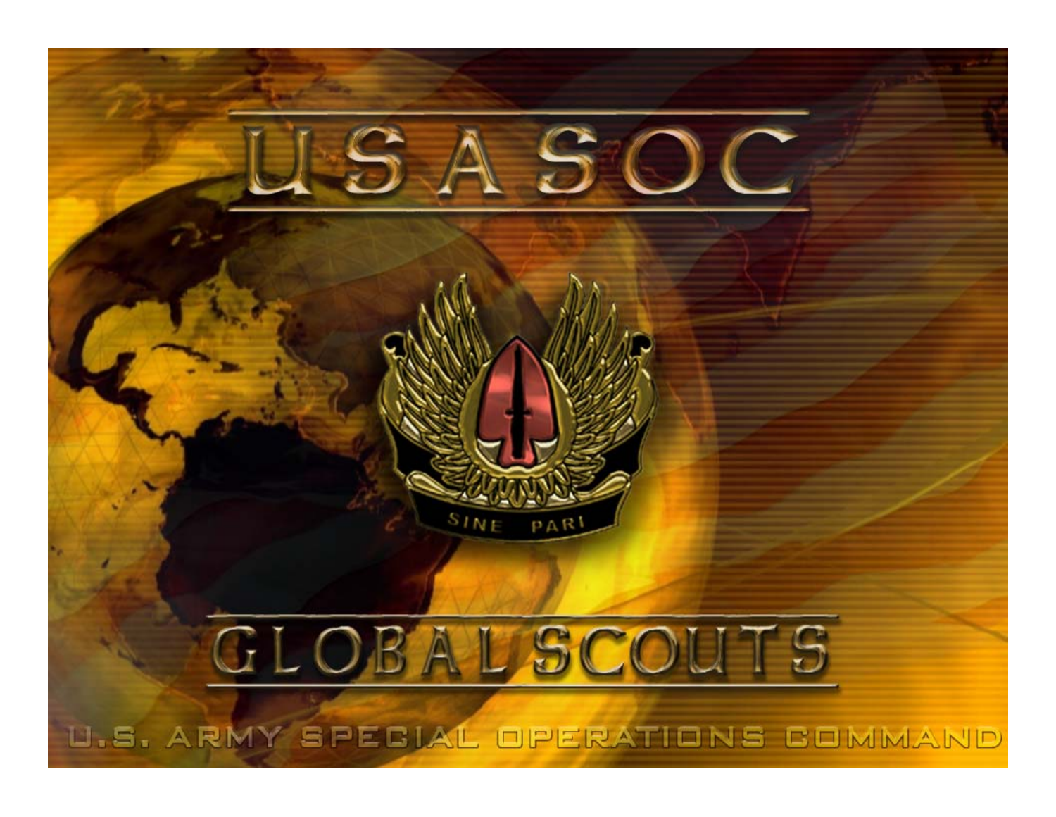# USASOC

SINE PARI

# GLOBAL SCOUTS

U.S. ARMY SPECIAL OPERATIONS COMMAND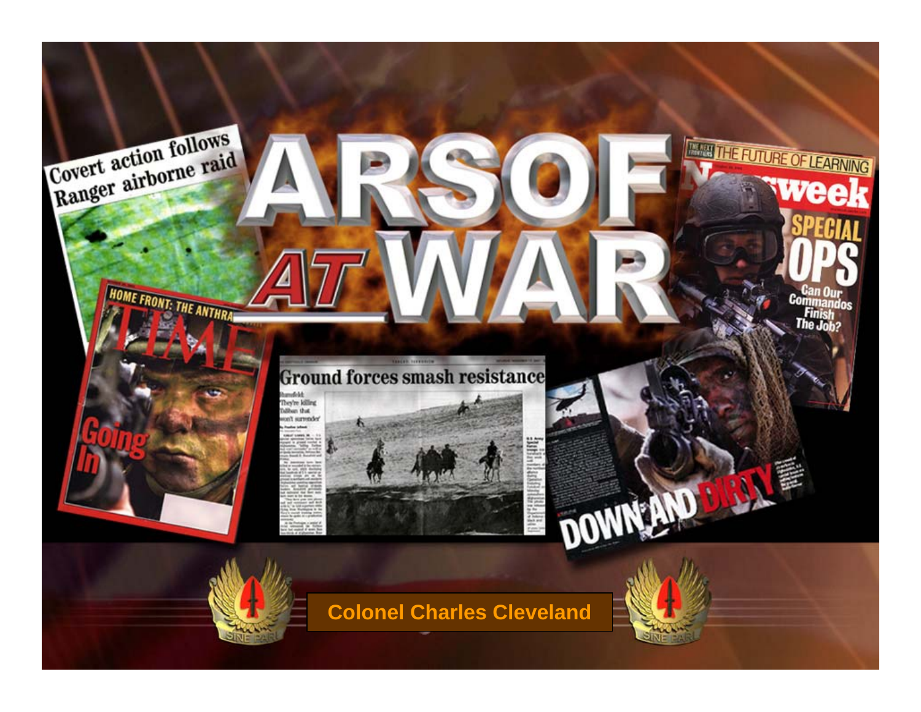# ARSOF AT WAR

Colonel Charles Cleveland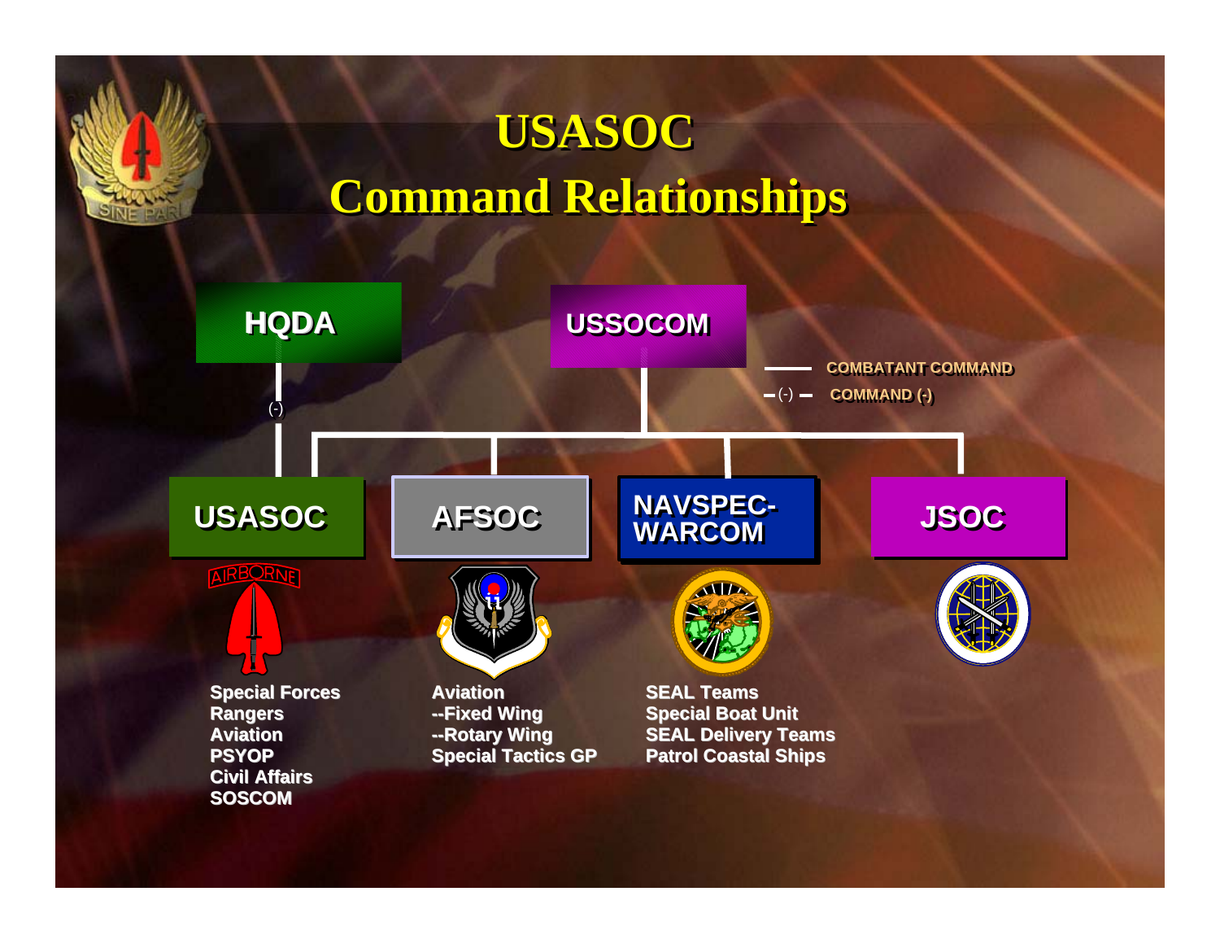# USASOC
## Command Relationships

HQDA

USSOCOM

COMBATANT COMMAND

(-) COMMAND (-)

(-)

USASOC

- Special Forces
- Rangers
- Aviation
- PSYOP
- Civil Affairs
- SOSCOM

AFSOC

- Aviation
- --Fixed Wing
- --Rotary Wing
- Special Tactics GP

NAVSPEC-WARCOM

- SEAL Teams
- Special Boat Unit
- SEAL Delivery Teams
- Patrol Coastal Ships

JSOC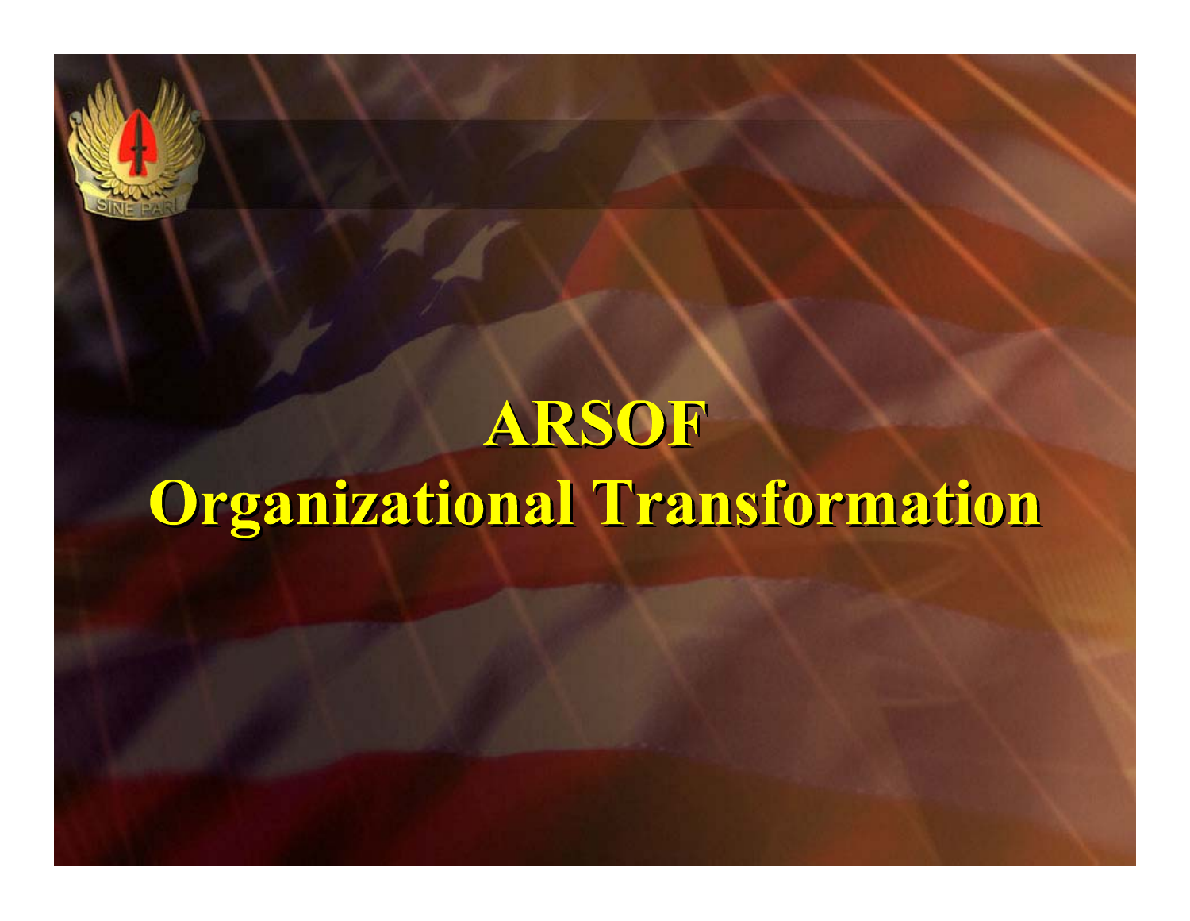# ARSOF
# Organizational Transformation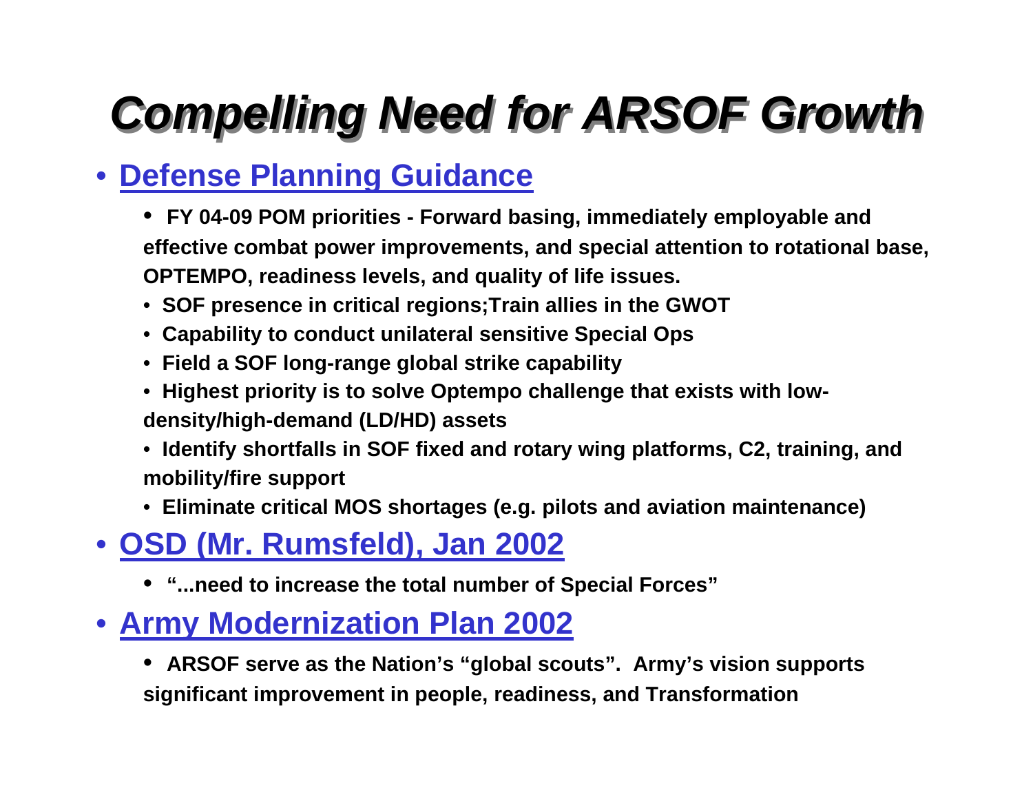# *Compelling Need for ARSOF Growth*

- **Defense Planning Guidance**
  - **FY 04-09 POM priorities - Forward basing, immediately employable and effective combat power improvements, and special attention to rotational base, OPTEMPO, readiness levels, and quality of life issues.**
  - **SOF presence in critical regions;Train allies in the GWOT**
  - **Capability to conduct unilateral sensitive Special Ops**
  - **Field a SOF long-range global strike capability**
  - **Highest priority is to solve Optempo challenge that exists with low-density/high-demand (LD/HD) assets**
  - **Identify shortfalls in SOF fixed and rotary wing platforms, C2, training, and mobility/fire support**
  - **Eliminate critical MOS shortages (e.g. pilots and aviation maintenance)**
- **OSD (Mr. Rumsfeld), Jan 2002**
  - **"...need to increase the total number of Special Forces"**
- **Army Modernization Plan 2002**
  - **ARSOF serve as the Nation's "global scouts". Army's vision supports significant improvement in people, readiness, and Transformation**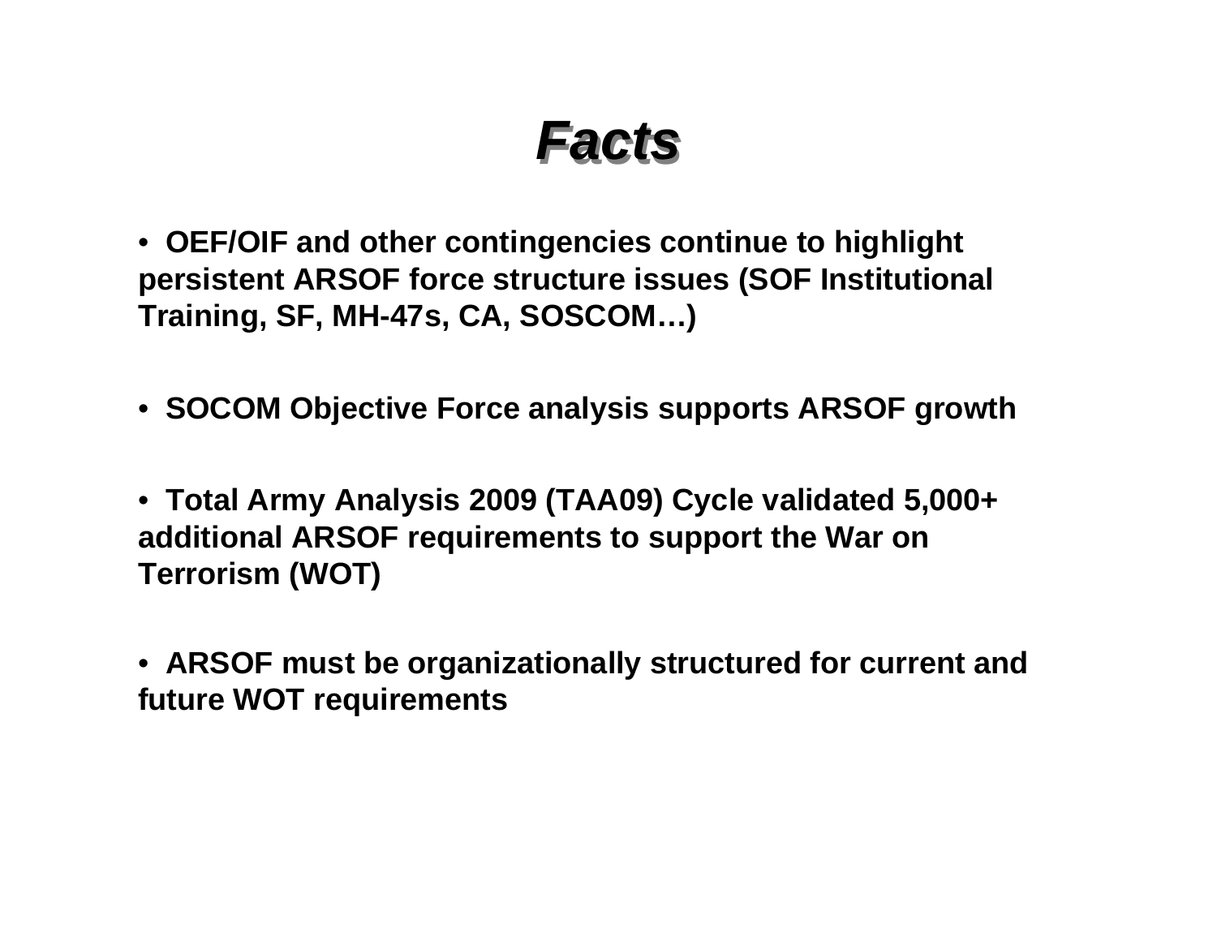# ***Facts***

- **OEF/OIF and other contingencies continue to highlight persistent ARSOF force structure issues (SOF Institutional Training, SF, MH-47s, CA, SOSCOM…)**

- **SOCOM Objective Force analysis supports ARSOF growth**

- **Total Army Analysis 2009 (TAA09) Cycle validated 5,000+ additional ARSOF requirements to support the War on Terrorism (WOT)**

- **ARSOF must be organizationally structured for current and future WOT requirements**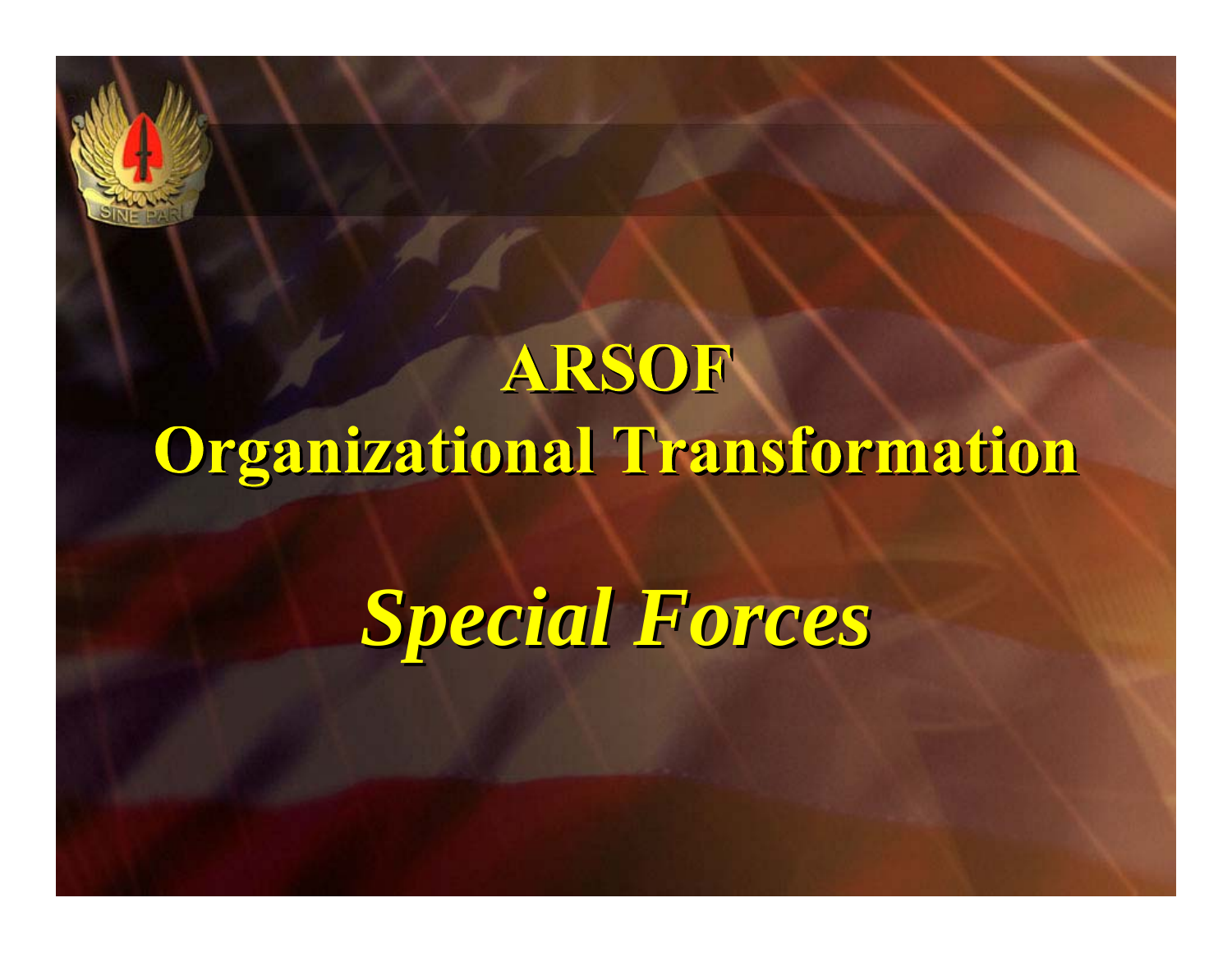# ARSOF
# Organizational Transformation

## *Special Forces*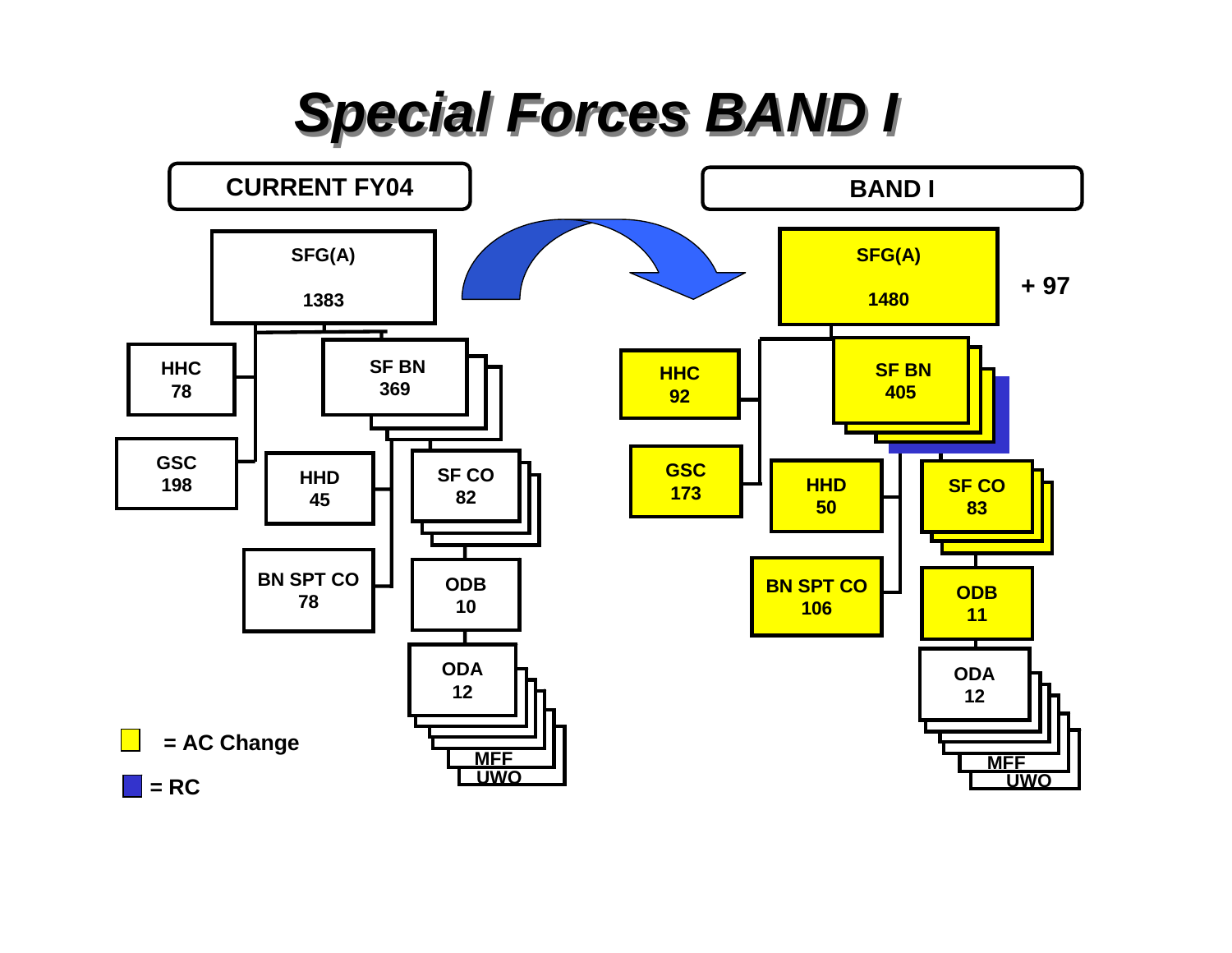# Special Forces BAND I

| CURRENT FY04 | | BAND I | |
|---|---|---|---|
| SFG(A) | 1383 | SFG(A) | 1480 (+ 97) |
| HHC | 78 | HHC | 92 |
| GSC | 198 | GSC | 173 |
| SF BN | 369 | SF BN | 405 |
| HHD | 45 | HHD | 50 |
| BN SPT CO | 78 | BN SPT CO | 106 |
| SF CO | 82 | SF CO | 83 |
| ODB | 10 | ODB | 11 |
| ODA | 12 | ODA | 12 |
| MFF | | MFF | |
| UWO | | UWO | |

■ = AC Change (yellow)

■ = RC (blue)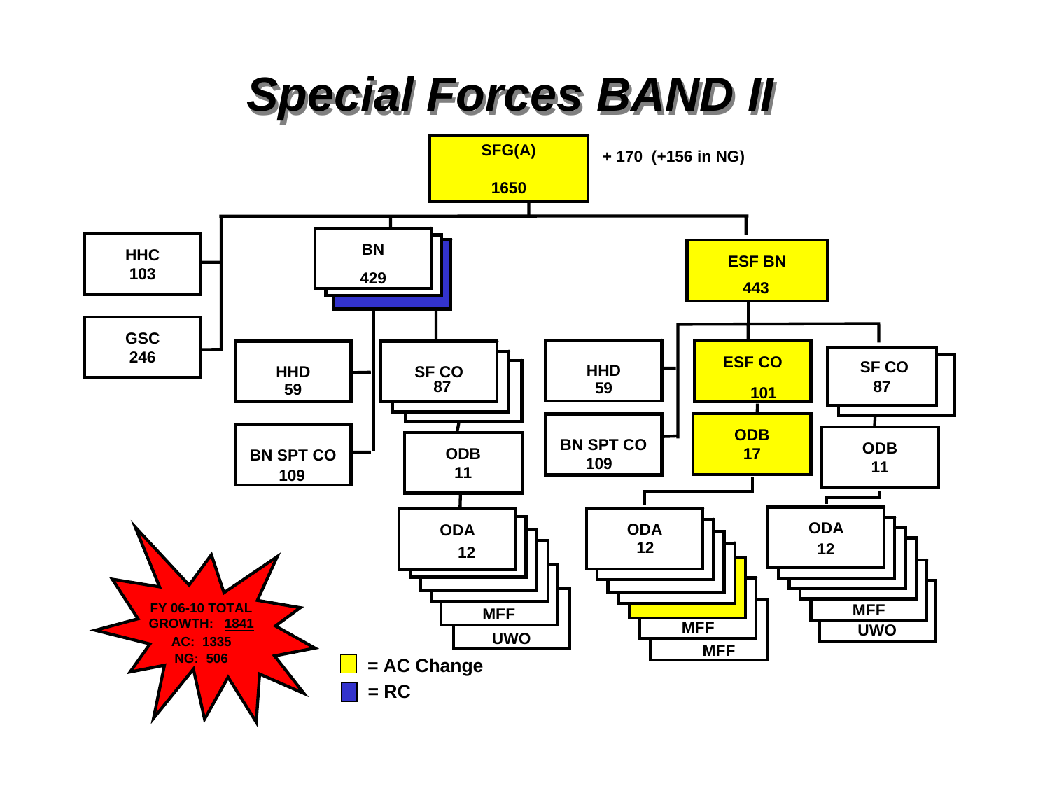# *Special Forces BAND II*

**SFG(A)**
**1650**

**+ 170 (+156 in NG)**

- **HHC** 103
- **GSC** 246
- **BN** 429
  - **HHD** 59
  - **BN SPT CO** 109
  - **SF CO** 87
    - **ODB** 11
      - **ODA** 12
      - **MFF**
      - **UWO**
- **ESF BN** 443
  - **HHD** 59
  - **BN SPT CO** 109
  - **ESF CO** 101
    - **ODB** 17
      - **ODA** 12
      - **MFF**
      - **MFF**
  - **SF CO** 87
    - **ODB** 11
      - **ODA** 12
      - **MFF**
      - **UWO**

**FY 06-10 TOTAL GROWTH: 1841**
**AC: 1335**
**NG: 506**

Legend:
- Yellow = AC Change
- Blue = RC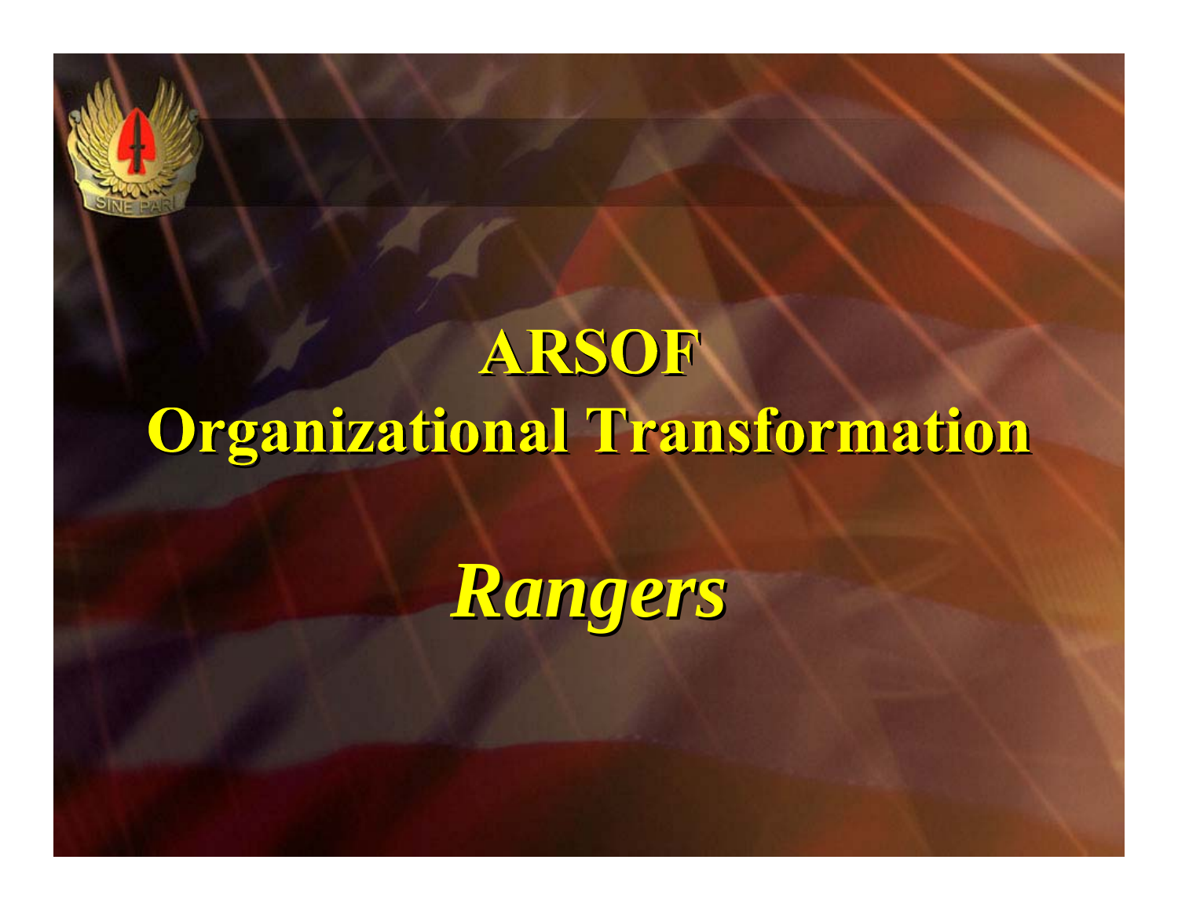# ARSOF Organizational Transformation

## *Rangers*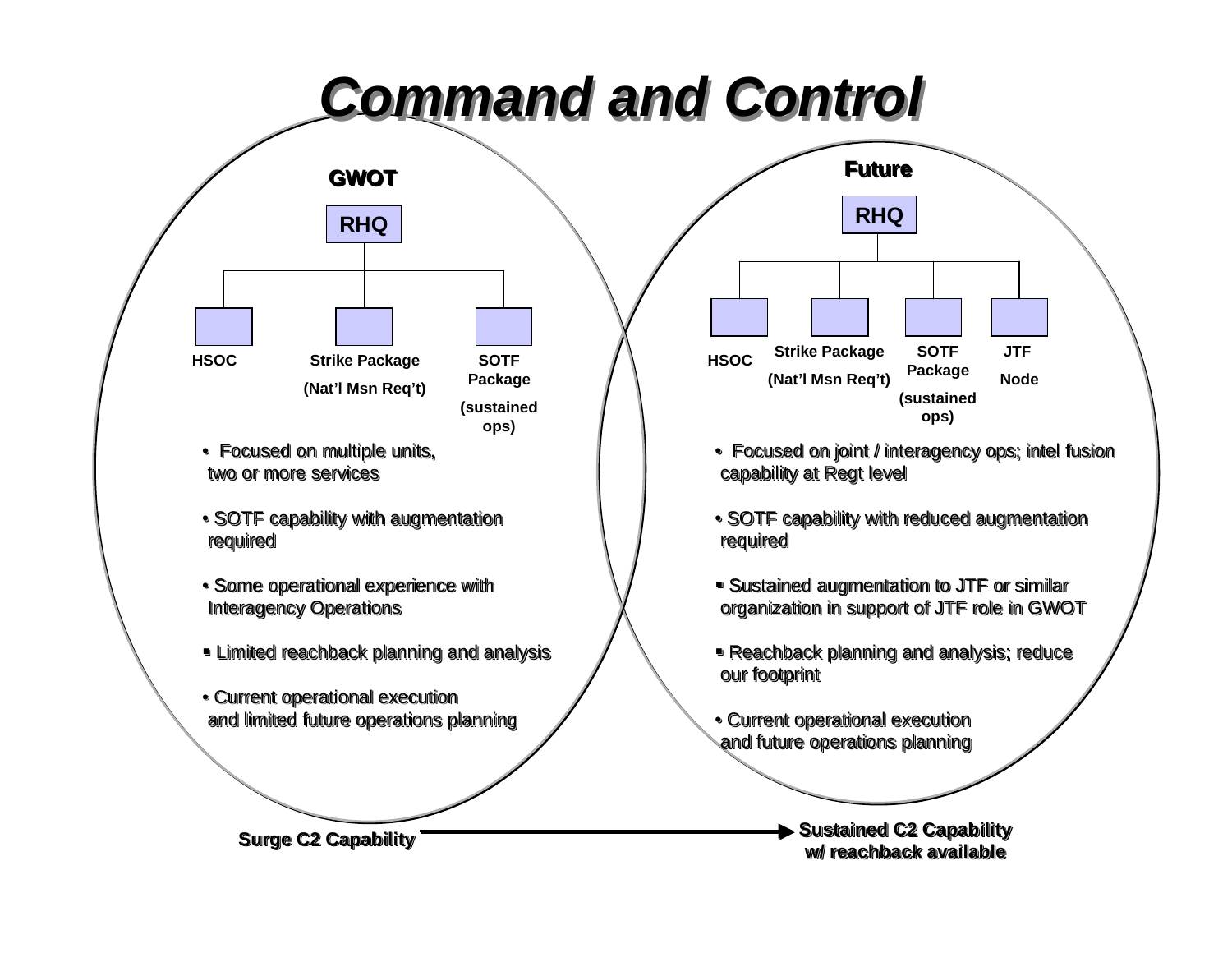# Command and Control

## GWOT

**RHQ**

- **HSOC**
- **Strike Package (Nat'l Msn Req't)**
- **SOTF Package (sustained ops)**

- Focused on multiple units, two or more services
- SOTF capability with augmentation required
- Some operational experience with Interagency Operations
- Limited reachback planning and analysis
- Current operational execution and limited future operations planning

## Future

**RHQ**

- **HSOC**
- **Strike Package (Nat'l Msn Req't)**
- **SOTF Package (sustained ops)**
- **JTF Node**

- Focused on joint / interagency ops; intel fusion capability at Regt level
- SOTF capability with reduced augmentation required
- Sustained augmentation to JTF or similar organization in support of JTF role in GWOT
- Reachback planning and analysis; reduce our footprint
- Current operational execution and future operations planning

**Surge C2 Capability** → **Sustained C2 Capability w/ reachback available**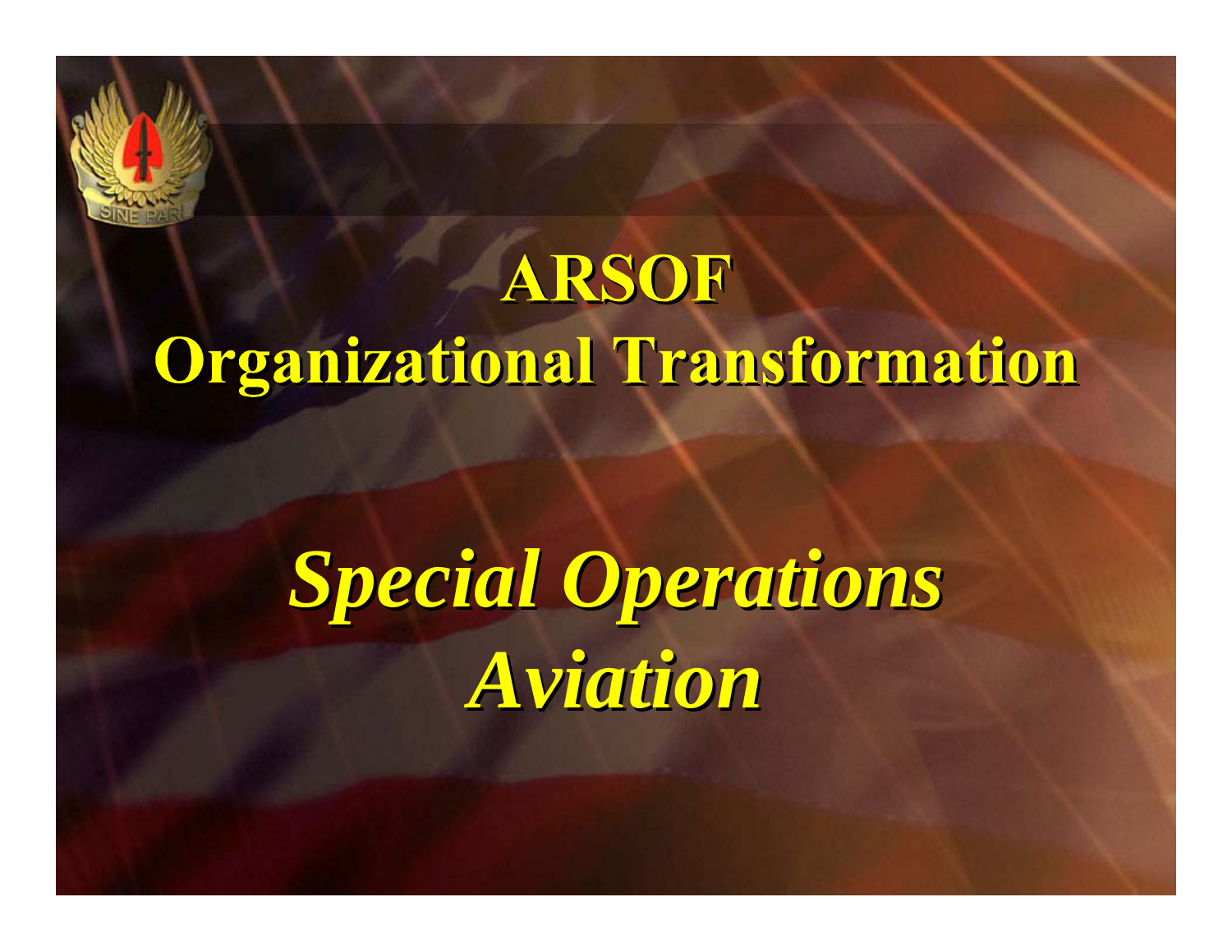# ARSOF
# Organizational Transformation

## *Special Operations Aviation*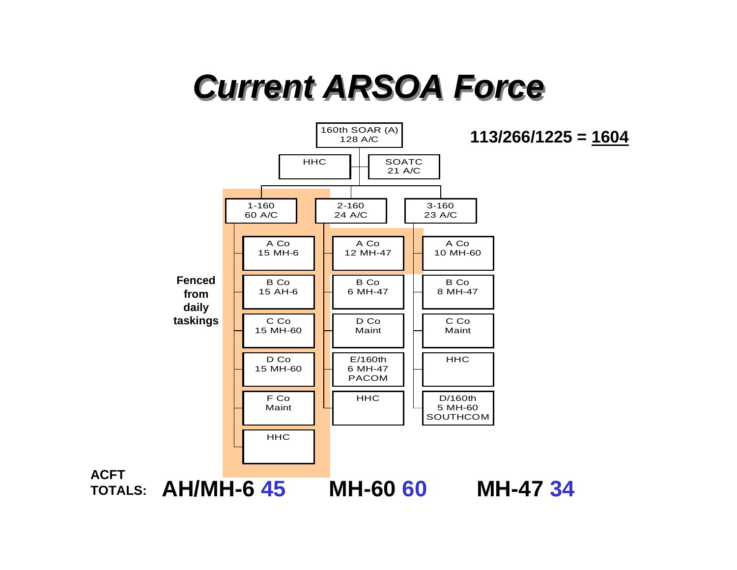# Current ARSOA Force

113/266/1225 = **1604**

- 160th SOAR (A) — 128 A/C
  - HHC
  - SOATC — 21 A/C
  - 1-160 — 60 A/C
    - A Co — 15 MH-6
    - B Co — 15 AH-6
    - C Co — 15 MH-60
    - D Co — 15 MH-60
    - F Co — Maint
    - HHC
  - 2-160 — 24 A/C
    - A Co — 12 MH-47
    - B Co — 6 MH-47
    - D Co — Maint
    - E/160th — 6 MH-47 — PACOM
    - HHC
  - 3-160 — 23 A/C
    - A Co — 10 MH-60
    - B Co — 8 MH-47
    - C Co — Maint
    - HHC
    - D/160th — 5 MH-60 — SOUTHCOM

**Fenced from daily taskings**

**ACFT TOTALS:** **AH/MH-6 45** **MH-60 60** **MH-47 34**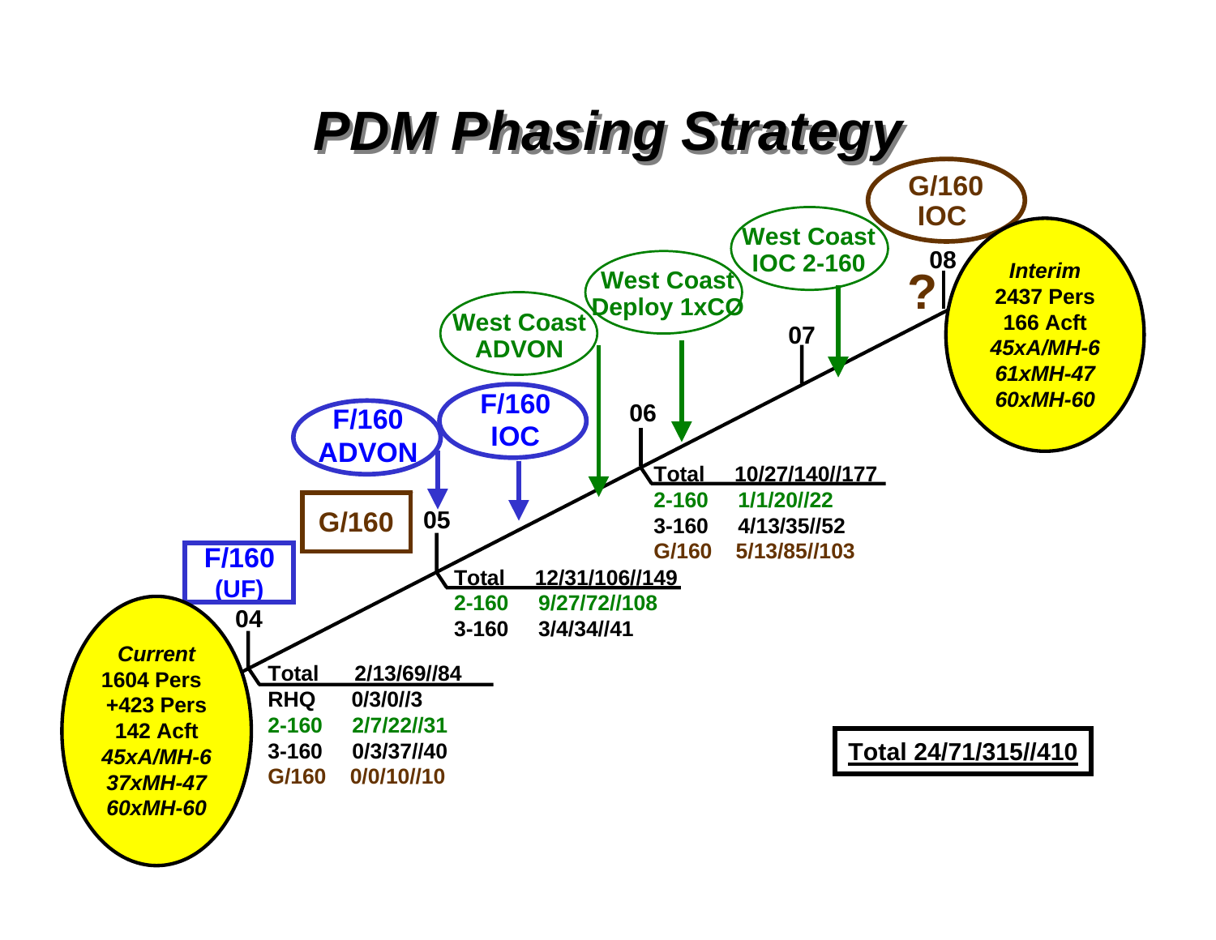# PDM Phasing Strategy

*Current*
1604 Pers
+423 Pers
142 Acft
*45xA/MH-6*
*37xMH-47*
*60xMH-60*

F/160 (UF)

G/160

F/160 ADVON

F/160 IOC

West Coast ADVON

West Coast Deploy 1xCO

West Coast IOC 2-160

G/160 IOC

?

*Interim*
2437 Pers
166 Acft
*45xA/MH-6*
*61xMH-47*
*60xMH-60*

**04**

| Total | 2/13/69//84 |
|---|---|
| RHQ | 0/3/0//3 |
| 2-160 | 2/7/22//31 |
| 3-160 | 0/3/37//40 |
| G/160 | 0/0/10//10 |

**05**

| Total | 12/31/106//149 |
|---|---|
| 2-160 | 9/27/72//108 |
| 3-160 | 3/4/34//41 |

**06**

| Total | 10/27/140//177 |
|---|---|
| 2-160 | 1/1/20//22 |
| 3-160 | 4/13/35//52 |
| G/160 | 5/13/85//103 |

**07**

**08**

**Total 24/71/315//410**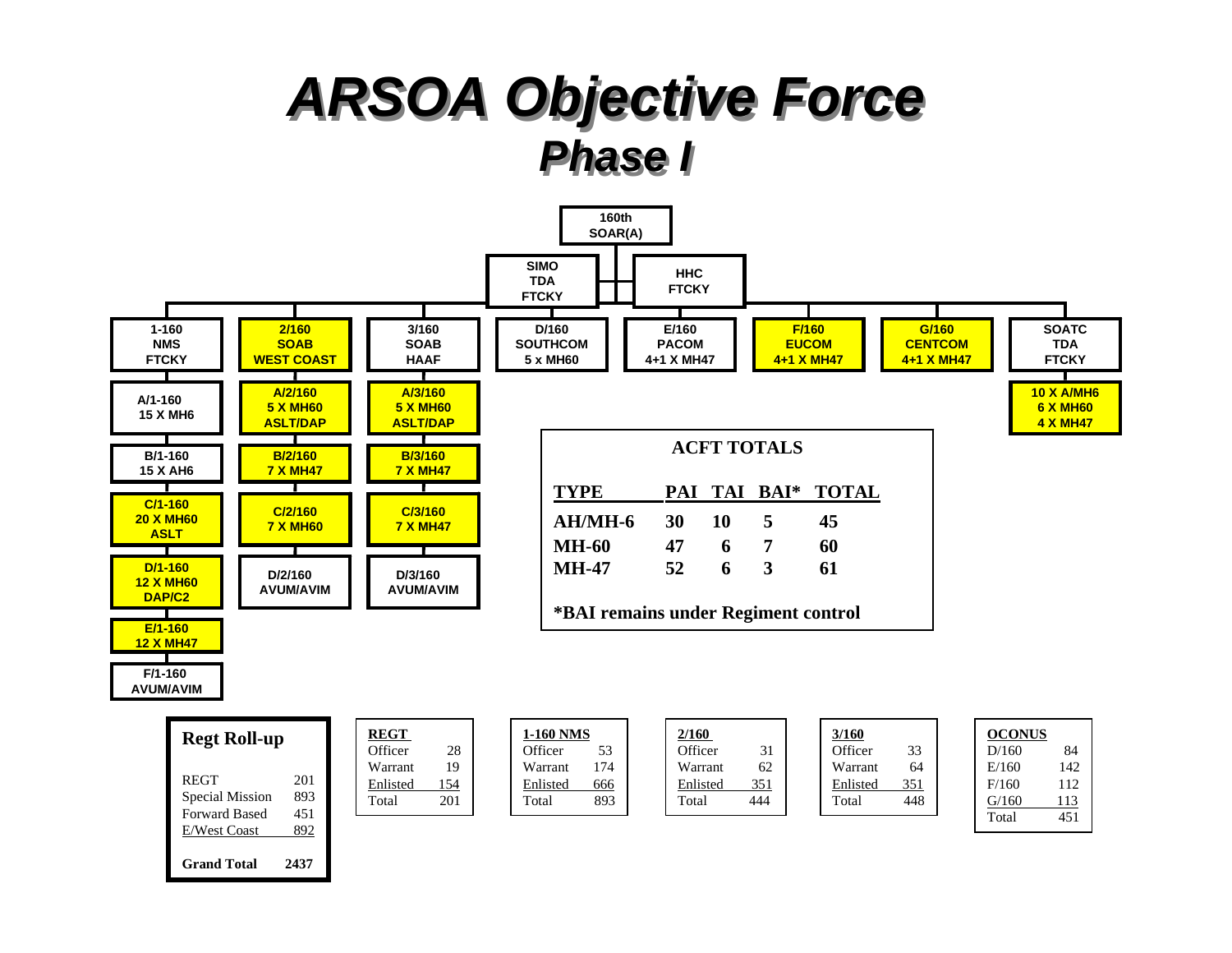# ARSOA Objective Force

## Phase I

**160th SOAR(A)**

- SIMO TDA FTCKY
- HHC FTCKY

| 1-160 NMS FTCKY | 2/160 SOAB WEST COAST | 3/160 SOAB HAAF | D/160 SOUTHCOM 5 x MH60 | E/160 PACOM 4+1 X MH47 | F/160 EUCOM 4+1 X MH47 | G/160 CENTCOM 4+1 X MH47 | SOATC TDA FTCKY |
|---|---|---|---|---|---|---|---|
| A/1-160 15 X MH6 | A/2/160 5 X MH60 ASLT/DAP | A/3/160 5 X MH60 ASLT/DAP | | | | | 10 X A/MH6 6 X MH60 4 X MH47 |
| B/1-160 15 X AH6 | B/2/160 7 X MH47 | B/3/160 7 X MH47 | | | | | |
| C/1-160 20 X MH60 ASLT | C/2/160 7 X MH60 | C/3/160 7 X MH47 | | | | | |
| D/1-160 12 X MH60 DAP/C2 | D/2/160 AVUM/AVIM | D/3/160 AVUM/AVIM | | | | | |
| E/1-160 12 X MH47 | | | | | | | |
| F/1-160 AVUM/AVIM | | | | | | | |

### ACFT TOTALS

| TYPE | PAI | TAI | BAI* | TOTAL |
|---|---|---|---|---|
| AH/MH-6 | 30 | 10 | 5 | 45 |
| MH-60 | 47 | 6 | 7 | 60 |
| MH-47 | 52 | 6 | 3 | 61 |

*BAI remains under Regiment control

### Regt Roll-up

| | |
|---|---|
| REGT | 201 |
| Special Mission | 893 |
| Forward Based | 451 |
| E/West Coast | 892 |
| **Grand Total** | **2437** |

| REGT | |
|---|---|
| Officer | 28 |
| Warrant | 19 |
| Enlisted | 154 |
| Total | 201 |

| 1-160 NMS | |
|---|---|
| Officer | 53 |
| Warrant | 174 |
| Enlisted | 666 |
| Total | 893 |

| 2/160 | |
|---|---|
| Officer | 31 |
| Warrant | 62 |
| Enlisted | 351 |
| Total | 444 |

| 3/160 | |
|---|---|
| Officer | 33 |
| Warrant | 64 |
| Enlisted | 351 |
| Total | 448 |

| OCONUS | |
|---|---|
| D/160 | 84 |
| E/160 | 142 |
| F/160 | 112 |
| G/160 | 113 |
| Total | 451 |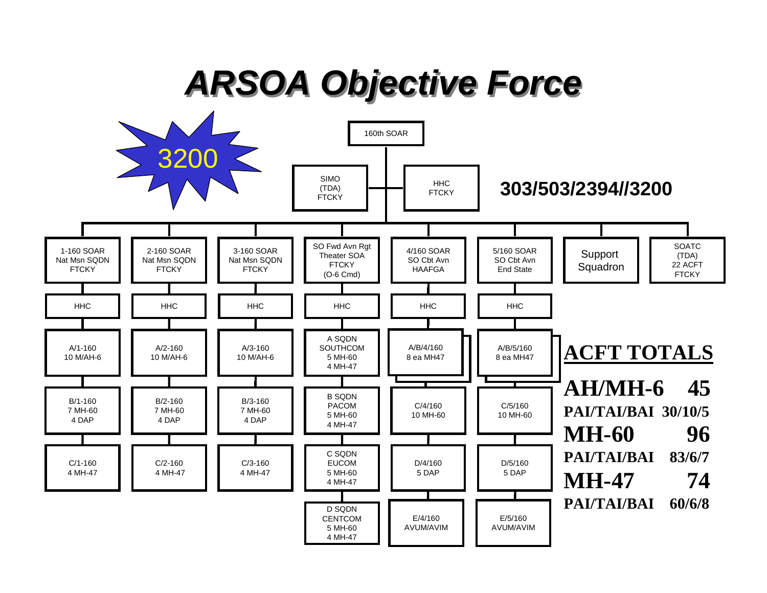# ARSOA Objective Force

3200

160th SOAR

SIMO (TDA) FTCKY | HHC FTCKY

**303/503/2394//3200**

| 1-160 SOAR Nat Msn SQDN FTCKY | 2-160 SOAR Nat Msn SQDN FTCKY | 3-160 SOAR Nat Msn SQDN FTCKY | SO Fwd Avn Rgt Theater SOA FTCKY (O-6 Cmd) | 4/160 SOAR SO Cbt Avn HAAFGA | 5/160 SOAR SO Cbt Avn End State | Support Squadron | SOATC (TDA) 22 ACFT FTCKY |
|---|---|---|---|---|---|---|---|
| HHC | HHC | HHC | HHC | HHC | HHC | | |
| A/1-160 10 M/AH-6 | A/2-160 10 M/AH-6 | A/3-160 10 M/AH-6 | A SQDN SOUTHCOM 5 MH-60 4 MH-47 | A/B/4/160 8 ea MH47 | A/B/5/160 8 ea MH47 | | |
| B/1-160 7 MH-60 4 DAP | B/2-160 7 MH-60 4 DAP | B/3-160 7 MH-60 4 DAP | B SQDN PACOM 5 MH-60 4 MH-47 | C/4/160 10 MH-60 | C/5/160 10 MH-60 | | |
| C/1-160 4 MH-47 | C/2-160 4 MH-47 | C/3-160 4 MH-47 | C SQDN EUCOM 5 MH-60 4 MH-47 | D/4/160 5 DAP | D/5/160 5 DAP | | |
| | | | D SQDN CENTCOM 5 MH-60 4 MH-47 | E/4/160 AVUM/AVIM | E/5/160 AVUM/AVIM | | |

## ACFT TOTALS

| | |
|---|---|
| **AH/MH-6** | **45** |
| **PAI/TAI/BAI** | **30/10/5** |
| **MH-60** | **96** |
| **PAI/TAI/BAI** | **83/6/7** |
| **MH-47** | **74** |
| **PAI/TAI/BAI** | **60/6/8** |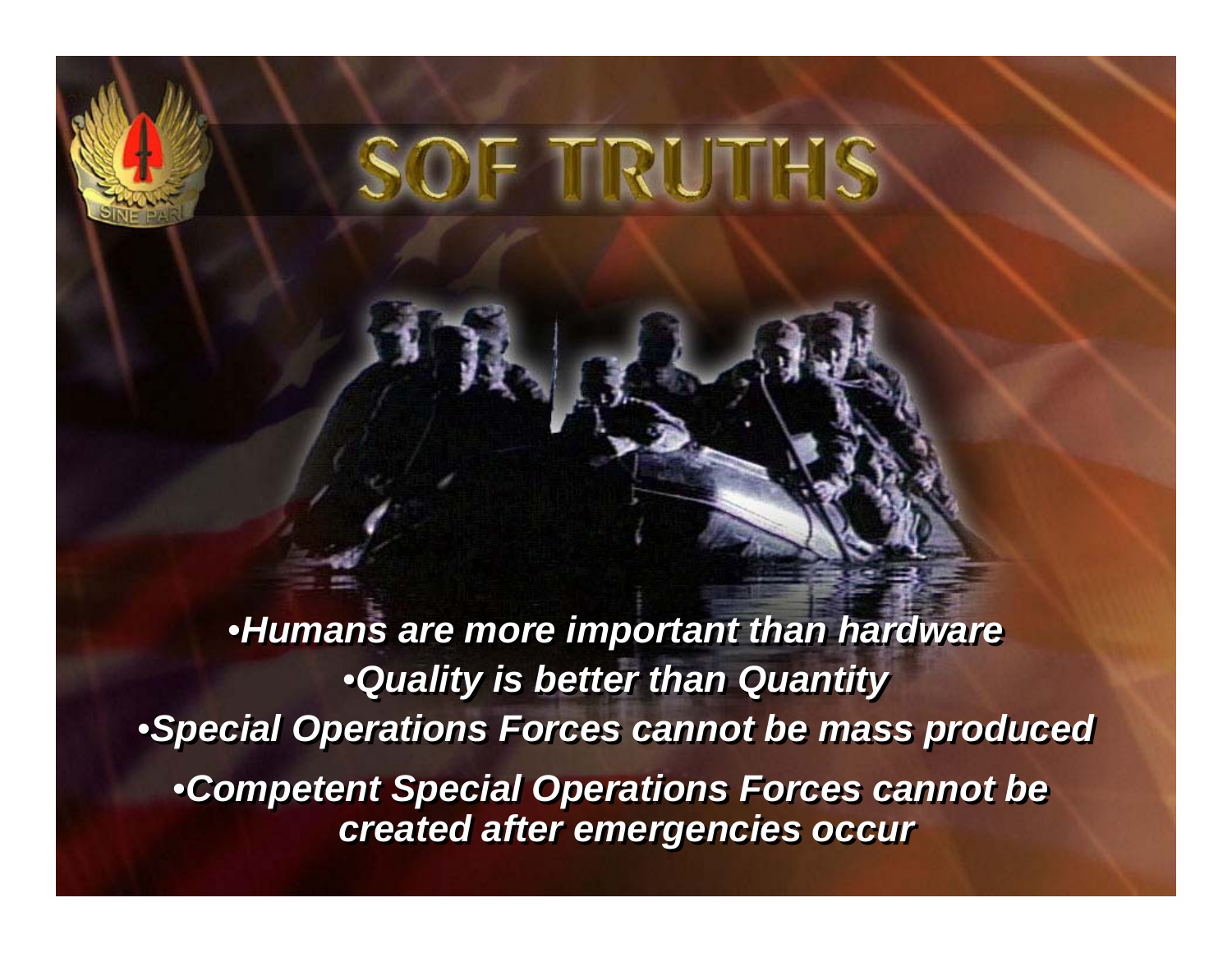# SOF TRUTHS

- *Humans are more important than hardware*
- *Quality is better than Quantity*
- *Special Operations Forces cannot be mass produced*
- *Competent Special Operations Forces cannot be created after emergencies occur*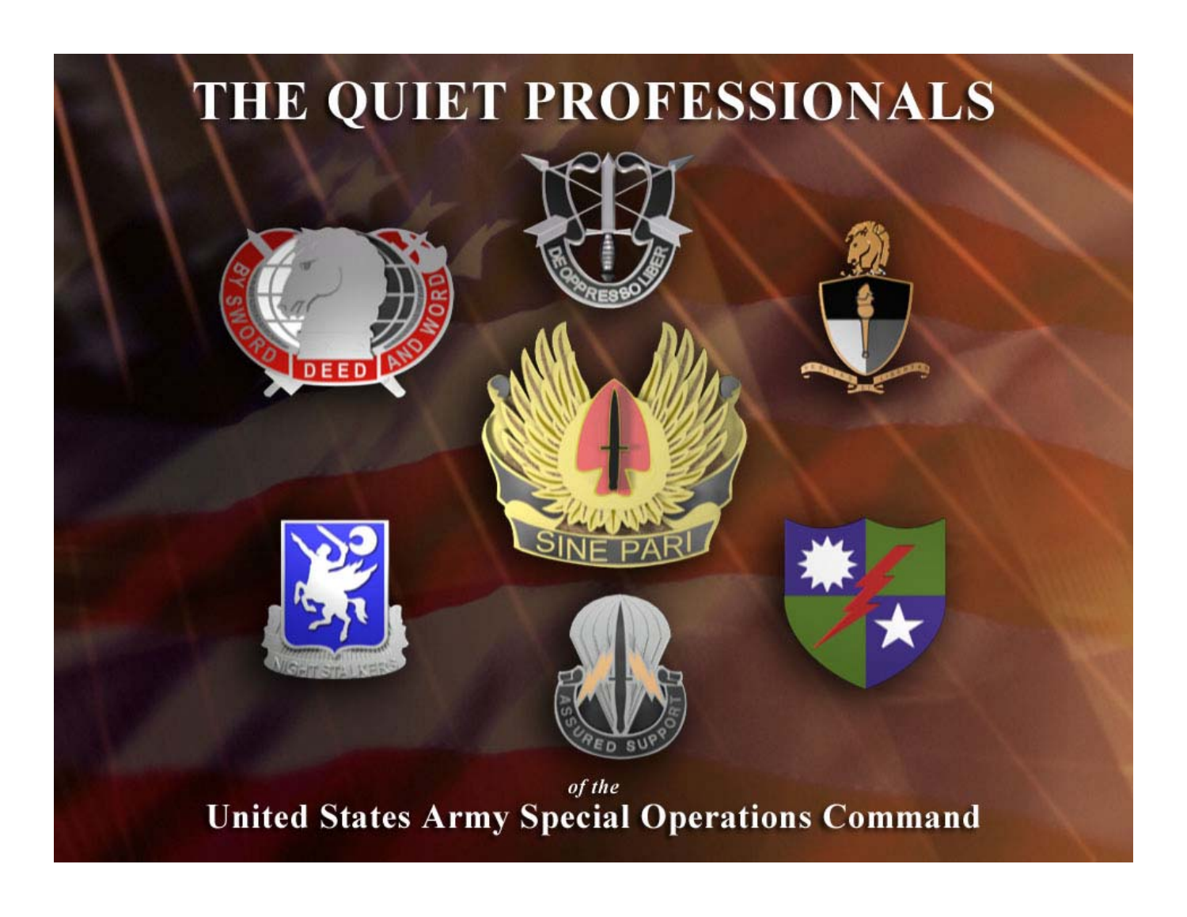# THE QUIET PROFESSIONALS

*of the*

**United States Army Special Operations Command**